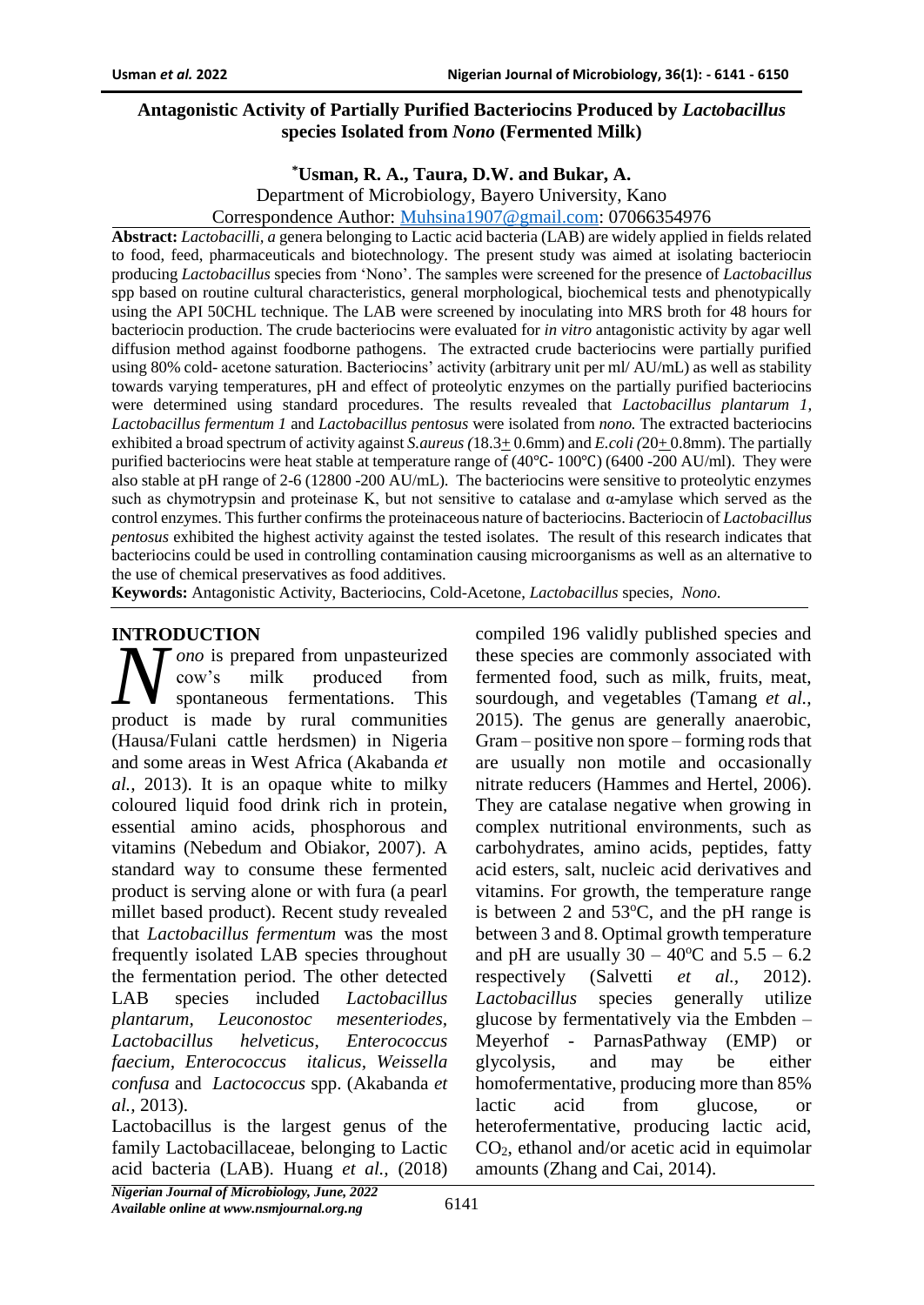# Antagonistic Activity of Partially Purified Bacteriocins Produced by *Lactobacillus* species Isolated from *Nono* (Fermented Milk)

**\*Usman, R. A., Taura, D.W. and Bukar, A.**

Department of Microbiology, Bayero University, Kano

Correspondence Author: Muhsina1907@gmail.com: 07066354976

**Abstract:** *Lactobacilli, a* genera belonging to Lactic acid bacteria (LAB) are widely applied in fields related to food, feed, pharmaceuticals and biotechnology. The present study was aimed at isolating bacteriocin producing *Lactobacillus* species from 'Nono'. The samples were screened for the presence of *Lactobacillus* spp based on routine cultural characteristics, general morphological, biochemical tests and phenotypically using the API 50CHL technique. The LAB were screened by inoculating into MRS broth for 48 hours for bacteriocin production. The crude bacteriocins were evaluated for *in vitro* antagonistic activity by agar well diffusion method against foodborne pathogens. The extracted crude bacteriocins were partially purified using 80% cold- acetone saturation. Bacteriocins' activity (arbitrary unit per ml/ AU/mL) as well as stability towards varying temperatures, pH and effect of proteolytic enzymes on the partially purified bacteriocins were determined using standard procedures. The results revealed that *Lactobacillus plantarum 1, Lactobacillus fermentum 1* and *Lactobacillus pentosus* were isolated from *nono.* The extracted bacteriocins exhibited a broad spectrum of activity against *S.aureus (*18.3± 0.6mm) and *E.coli (*20± 0.8mm). The partially purified bacteriocins were heat stable at temperature range of (40℃- 100℃) (6400 -200 AU/ml). They were also stable at pH range of 2-6 (12800 -200 AU/mL). The bacteriocins were sensitive to proteolytic enzymes such as chymotrypsin and proteinase K, but not sensitive to catalase and α-amylase which served as the control enzymes. This further confirms the proteinaceous nature of bacteriocins. Bacteriocin of *Lactobacillus pentosus* exhibited the highest activity against the tested isolates. The result of this research indicates that bacteriocins could be used in controlling contamination causing microorganisms as well as an alternative to the use of chemical preservatives as food additives.

**Keywords:** Antagonistic Activity, Bacteriocins, Cold-Acetone, *Lactobacillus* species, *Nono.*

## INTRODUCTION

*Nono* is prepared from unpasteurized cow's milk produced from spontaneous fermentations. This product is made by rural communities (Hausa/Fulani cattle herdsmen) in Nigeria and some areas in West Africa (Akabanda *et al.,* 2013). It is an opaque white to milky coloured liquid food drink rich in protein, essential amino acids, phosphorous and vitamins (Nebedum and Obiakor, 2007). A standard way to consume these fermented product is serving alone or with fura (a pearl millet based product). Recent study revealed that *Lactobacillus fermentum* was the most frequently isolated LAB species throughout the fermentation period. The other detected LAB species included *Lactobacillus plantarum, Leuconostoc mesenteriodes, Lactobacillus helveticus, Enterococcus faecium, Enterococcus italicus, Weissella confusa* and *Lactococcus* spp. (Akabanda *et al.,* 2013).

Lactobacillus is the largest genus of the family Lactobacillaceae, belonging to Lactic acid bacteria (LAB). Huang *et al.,* (2018) compiled 196 validly published species and these species are commonly associated with fermented food, such as milk, fruits, meat, sourdough, and vegetables (Tamang *et al.,* 2015). The genus are generally anaerobic, Gram – positive non spore – forming rods that are usually non motile and occasionally nitrate reducers (Hammes and Hertel, 2006). They are catalase negative when growing in complex nutritional environments, such as carbohydrates, amino acids, peptides, fatty acid esters, salt, nucleic acid derivatives and vitamins. For growth, the temperature range is between 2 and 53°C, and the pH range is between 3 and 8. Optimal growth temperature and pH are usually 30 – 40°C and 5.5 – 6.2 respectively (Salvetti *et al.,* 2012). *Lactobacillus* species generally utilize glucose by fermentatively via the Embden – Meyerhof - ParnasPathway (EMP) or glycolysis, and may be either homofermentative, producing more than 85% lactic acid from glucose, or heterofermentative, producing lactic acid, $CO_2$, ethanol and/or acetic acid in equimolar amounts (Zhang and Cai, 2014).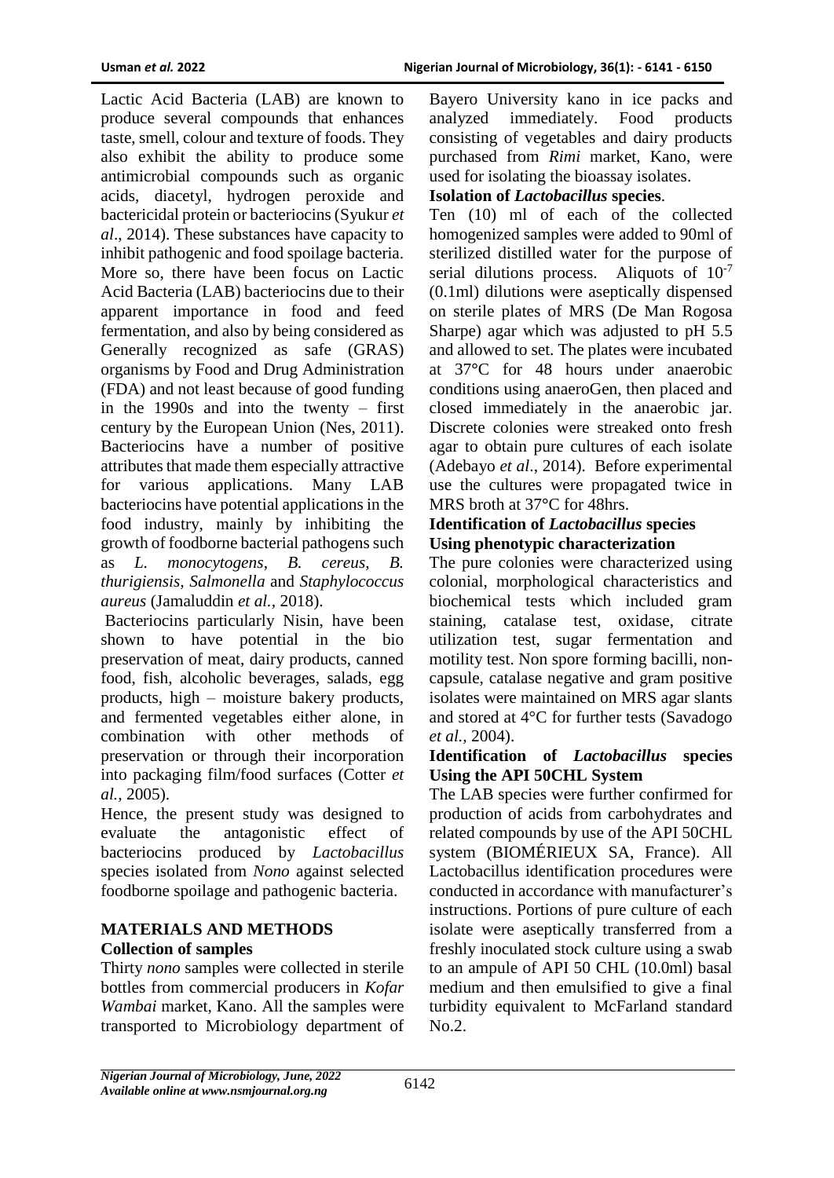Lactic Acid Bacteria (LAB) are known to produce several compounds that enhances taste, smell, colour and texture of foods. They also exhibit the ability to produce some antimicrobial compounds such as organic acids, diacetyl, hydrogen peroxide and bactericidal protein or bacteriocins (Syukur *et al*., 2014). These substances have capacity to inhibit pathogenic and food spoilage bacteria. More so, there have been focus on Lactic Acid Bacteria (LAB) bacteriocins due to their apparent importance in food and feed fermentation, and also by being considered as Generally recognized as safe (GRAS) organisms by Food and Drug Administration (FDA) and not least because of good funding in the 1990s and into the twenty – first century by the European Union (Nes, 2011). Bacteriocins have a number of positive attributes that made them especially attractive for various applications. Many LAB bacteriocins have potential applications in the food industry, mainly by inhibiting the growth of foodborne bacterial pathogens such as *L. monocytogens, B. cereus, B. thurigiensis, Salmonella* and *Staphylococcus aureus* (Jamaluddin *et al.*, 2018).

Bacteriocins particularly Nisin, have been shown to have potential in the bio preservation of meat, dairy products, canned food, fish, alcoholic beverages, salads, egg products, high – moisture bakery products, and fermented vegetables either alone, in combination with other methods of preservation or through their incorporation into packaging film/food surfaces (Cotter *et al.*, 2005).

Hence, the present study was designed to evaluate the antagonistic effect of bacteriocins produced by *Lactobacillus* species isolated from *Nono* against selected foodborne spoilage and pathogenic bacteria.

## MATERIALS AND METHODS

### Collection of samples

Thirty *nono* samples were collected in sterile bottles from commercial producers in *Kofar Wambai* market, Kano. All the samples were transported to Microbiology department of Bayero University kano in ice packs and analyzed immediately. Food products consisting of vegetables and dairy products purchased from *Rimi* market, Kano, were used for isolating the bioassay isolates.

### Isolation of *Lactobacillus* species.

Ten (10) ml of each of the collected homogenized samples were added to 90ml of sterilized distilled water for the purpose of serial dilutions process. Aliquots of $10^{-7}$ (0.1ml) dilutions were aseptically dispensed on sterile plates of MRS (De Man Rogosa Sharpe) agar which was adjusted to pH 5.5 and allowed to set. The plates were incubated at 37°C for 48 hours under anaerobic conditions using anaeroGen, then placed and closed immediately in the anaerobic jar. Discrete colonies were streaked onto fresh agar to obtain pure cultures of each isolate (Adebayo *et al*., 2014). Before experimental use the cultures were propagated twice in MRS broth at 37°C for 48hrs.

### Identification of *Lactobacillus* species Using phenotypic characterization

The pure colonies were characterized using colonial, morphological characteristics and biochemical tests which included gram staining, catalase test, oxidase, citrate utilization test, sugar fermentation and motility test. Non spore forming bacilli, non-capsule, catalase negative and gram positive isolates were maintained on MRS agar slants and stored at 4°C for further tests (Savadogo *et al.,* 2004).

### Identification of *Lactobacillus* species Using the API 50CHL System

The LAB species were further confirmed for production of acids from carbohydrates and related compounds by use of the API 50CHL system (BIOMÉRIEUX SA, France). All Lactobacillus identification procedures were conducted in accordance with manufacturer's instructions. Portions of pure culture of each isolate were aseptically transferred from a freshly inoculated stock culture using a swab to an ampule of API 50 CHL (10.0ml) basal medium and then emulsified to give a final turbidity equivalent to McFarland standard No.2.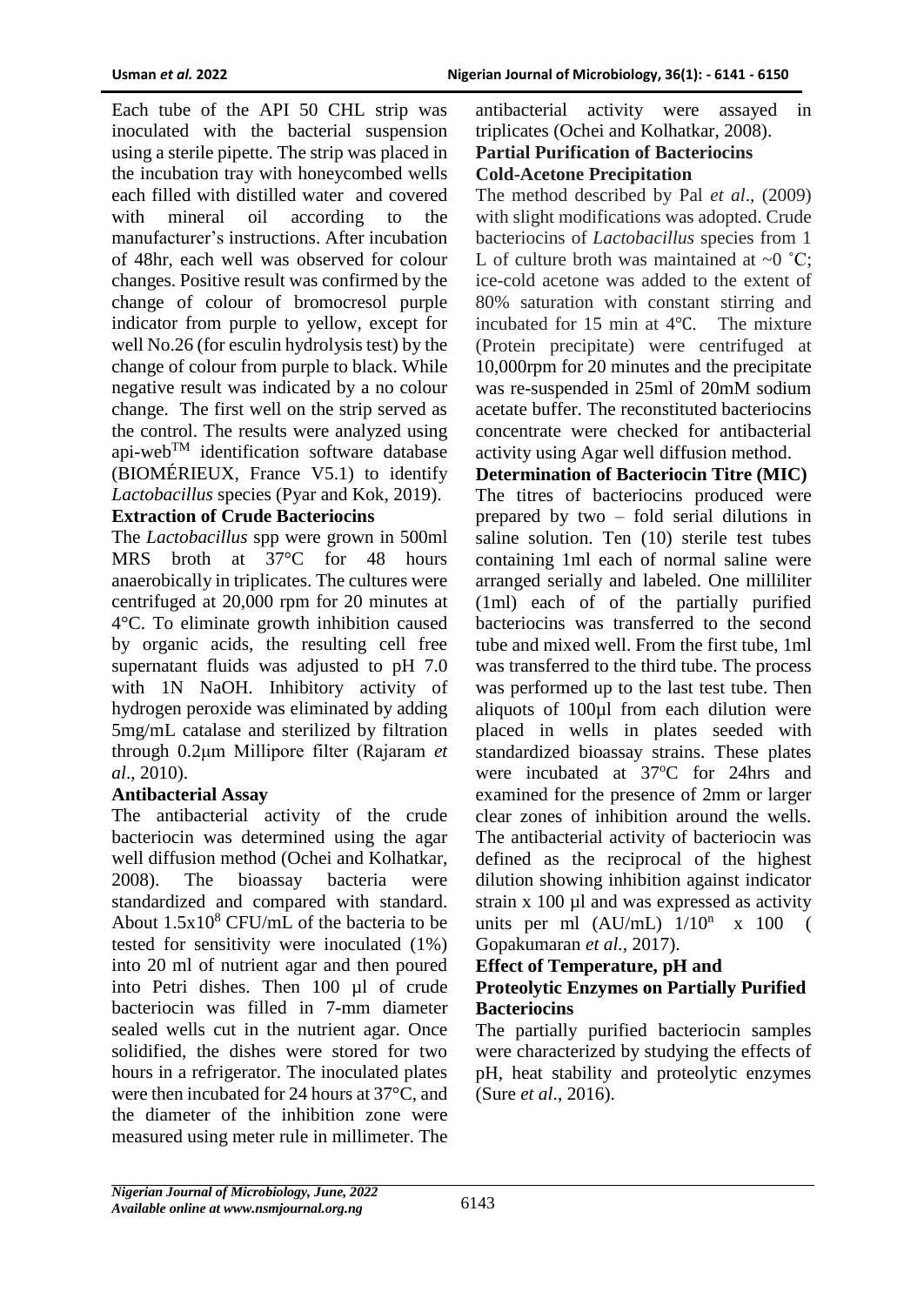Each tube of the API 50 CHL strip was inoculated with the bacterial suspension using a sterile pipette. The strip was placed in the incubation tray with honeycombed wells each filled with distilled water and covered with mineral oil according to the manufacturer's instructions. After incubation of 48hr, each well was observed for colour changes. Positive result was confirmed by the change of colour of bromocresol purple indicator from purple to yellow, except for well No.26 (for esculin hydrolysis test) by the change of colour from purple to black. While negative result was indicated by a no colour change. The first well on the strip served as the control. The results were analyzed using api-web™ identification software database (BIOMÉRIEUX, France V5.1) to identify *Lactobacillus* species (Pyar and Kok, 2019).

**Extraction of Crude Bacteriocins**

The *Lactobacillus* spp were grown in 500ml MRS broth at 37°C for 48 hours anaerobically in triplicates. The cultures were centrifuged at 20,000 rpm for 20 minutes at 4°C. To eliminate growth inhibition caused by organic acids, the resulting cell free supernatant fluids was adjusted to pH 7.0 with 1N NaOH. Inhibitory activity of hydrogen peroxide was eliminated by adding 5mg/mL catalase and sterilized by filtration through 0.2μm Millipore filter (Rajaram *et al*., 2010).

**Antibacterial Assay**

The antibacterial activity of the crude bacteriocin was determined using the agar well diffusion method (Ochei and Kolhatkar, 2008). The bioassay bacteria were standardized and compared with standard. About $1.5x10^8$ CFU/mL of the bacteria to be tested for sensitivity were inoculated (1%) into 20 ml of nutrient agar and then poured into Petri dishes. Then 100 µl of crude bacteriocin was filled in 7-mm diameter sealed wells cut in the nutrient agar. Once solidified, the dishes were stored for two hours in a refrigerator. The inoculated plates were then incubated for 24 hours at 37°C, and the diameter of the inhibition zone were measured using meter rule in millimeter. The antibacterial activity were assayed in triplicates (Ochei and Kolhatkar, 2008).

**Partial Purification of Bacteriocins**

**Cold-Acetone Precipitation**

The method described by Pal *et al*., (2009) with slight modifications was adopted. Crude bacteriocins of *Lactobacillus* species from 1 L of culture broth was maintained at ~0 ˚C; ice-cold acetone was added to the extent of 80% saturation with constant stirring and incubated for 15 min at 4℃. The mixture (Protein precipitate) were centrifuged at 10,000rpm for 20 minutes and the precipitate was re-suspended in 25ml of 20mM sodium acetate buffer. The reconstituted bacteriocins concentrate were checked for antibacterial activity using Agar well diffusion method.

**Determination of Bacteriocin Titre (MIC)**

The titres of bacteriocins produced were prepared by two – fold serial dilutions in saline solution. Ten (10) sterile test tubes containing 1ml each of normal saline were arranged serially and labeled. One milliliter (1ml) each of of the partially purified bacteriocins was transferred to the second tube and mixed well. From the first tube, 1ml was transferred to the third tube. The process was performed up to the last test tube. Then aliquots of 100µl from each dilution were placed in wells in plates seeded with standardized bioassay strains. These plates were incubated at 37°C for 24hrs and examined for the presence of 2mm or larger clear zones of inhibition around the wells. The antibacterial activity of bacteriocin was defined as the reciprocal of the highest dilution showing inhibition against indicator strain x 100 µl and was expressed as activity units per ml (AU/mL) $1/10^n$ x 100 ( Gopakumaran *et al.*, 2017).

**Effect of Temperature, pH and Proteolytic Enzymes on Partially Purified Bacteriocins**

The partially purified bacteriocin samples were characterized by studying the effects of pH, heat stability and proteolytic enzymes (Sure *et al*., 2016).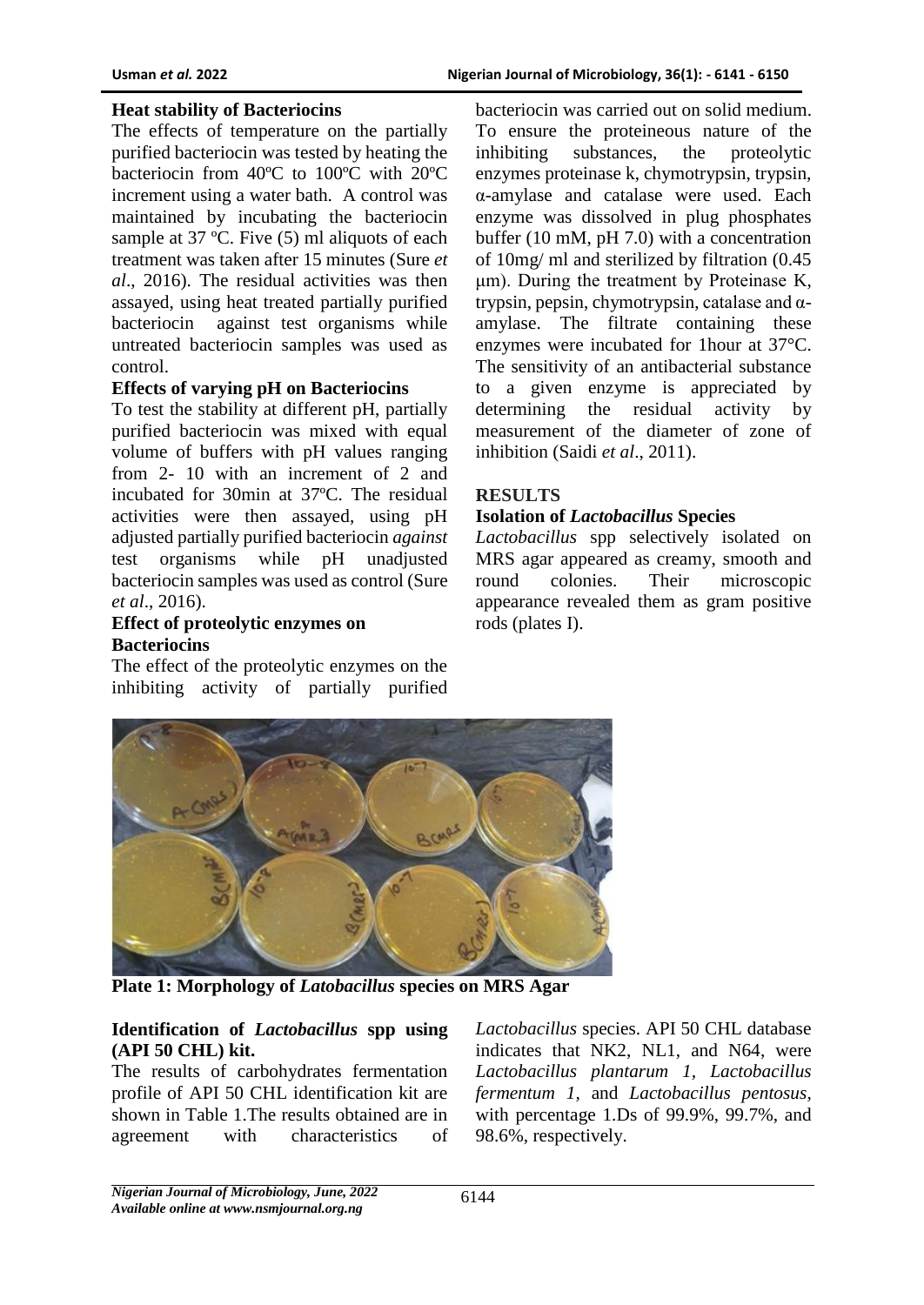**Heat stability of Bacteriocins**

The effects of temperature on the partially purified bacteriocin was tested by heating the bacteriocin from 40ºC to 100ºC with 20ºC increment using a water bath. A control was maintained by incubating the bacteriocin sample at 37 ºC. Five (5) ml aliquots of each treatment was taken after 15 minutes (Sure *et al*., 2016). The residual activities was then assayed, using heat treated partially purified bacteriocin against test organisms while untreated bacteriocin samples was used as control.

**Effects of varying pH on Bacteriocins**

To test the stability at different pH, partially purified bacteriocin was mixed with equal volume of buffers with pH values ranging from 2- 10 with an increment of 2 and incubated for 30min at 37ºC. The residual activities were then assayed, using pH adjusted partially purified bacteriocin *against* test organisms while pH unadjusted bacteriocin samples was used as control (Sure *et al*., 2016).

**Effect of proteolytic enzymes on Bacteriocins**

The effect of the proteolytic enzymes on the inhibiting activity of partially purified bacteriocin was carried out on solid medium. To ensure the proteineous nature of the inhibiting substances, the proteolytic enzymes proteinase k, chymotrypsin, trypsin, α-amylase and catalase were used. Each enzyme was dissolved in plug phosphates buffer (10 mM, pH 7.0) with a concentration of 10mg/ ml and sterilized by filtration (0.45 μm). During the treatment by Proteinase K, trypsin, pepsin, chymotrypsin, catalase and α-amylase. The filtrate containing these enzymes were incubated for 1hour at 37°C. The sensitivity of an antibacterial substance to a given enzyme is appreciated by determining the residual activity by measurement of the diameter of zone of inhibition (Saidi *et al*., 2011).

**RESULTS**

**Isolation of *Lactobacillus* Species**

*Lactobacillus* spp selectively isolated on MRS agar appeared as creamy, smooth and round colonies. Their microscopic appearance revealed them as gram positive rods (plates I).

**Plate 1: Morphology of *Latobacillus* species on MRS Agar**

**Identification of *Lactobacillus* spp using (API 50 CHL) kit.**

The results of carbohydrates fermentation profile of API 50 CHL identification kit are shown in Table 1.The results obtained are in agreement with characteristics of *Lactobacillus* species. API 50 CHL database indicates that NK2, NL1, and N64, were *Lactobacillus plantarum 1*, *Lactobacillus fermentum 1*, and *Lactobacillus pentosus*, with percentage 1.Ds of 99.9%, 99.7%, and 98.6%, respectively.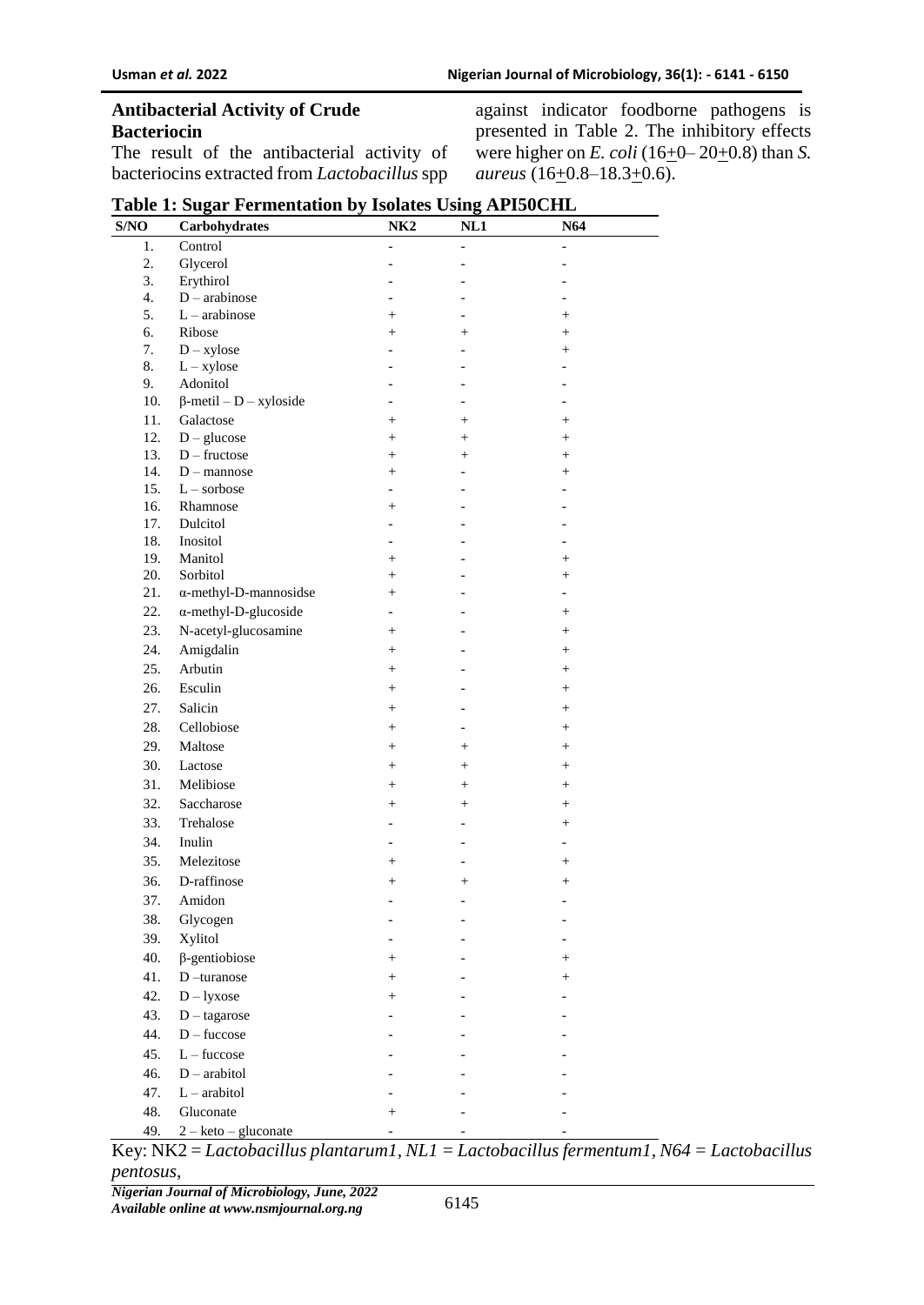### Antibacterial Activity of Crude Bacteriocin

The result of the antibacterial activity of bacteriocins extracted from *Lactobacillus* spp against indicator foodborne pathogens is presented in Table 2. The inhibitory effects were higher on *E. coli* (16±0– 20±0.8) than *S. aureus* (16±0.8–18.3±0.6).

**Table 1: Sugar Fermentation by Isolates Using API50CHL**

| S/NO | Carbohydrates | NK2 | NL1 | N64 |
|---|---|---|---|---|
| 1. | Control | - | - | - |
| 2. | Glycerol | - | - | - |
| 3. | Erythirol | - | - | - |
| 4. | D – arabinose | - | - | - |
| 5. | L – arabinose | + | - | + |
| 6. | Ribose | + | + | + |
| 7. | D – xylose | - | - | + |
| 8. | L – xylose | - | - | - |
| 9. | Adonitol | - | - | - |
| 10. | β-metil – D – xyloside | - | - | - |
| 11. | Galactose | + | + | + |
| 12. | D – glucose | + | + | + |
| 13. | D – fructose | + | + | + |
| 14. | D – mannose | + | - | + |
| 15. | L – sorbose | - | - | - |
| 16. | Rhamnose | + | - | - |
| 17. | Dulcitol | - | - | - |
| 18. | Inositol | - | - | - |
| 19. | Manitol | + | - | + |
| 20. | Sorbitol | + | - | + |
| 21. | α-methyl-D-mannosidse | + | - | - |
| 22. | α-methyl-D-glucoside | - | - | + |
| 23. | N-acetyl-glucosamine | + | - | + |
| 24. | Amigdalin | + | - | + |
| 25. | Arbutin | + | - | + |
| 26. | Esculin | + | - | + |
| 27. | Salicin | + | - | + |
| 28. | Cellobiose | + | - | + |
| 29. | Maltose | + | + | + |
| 30. | Lactose | + | + | + |
| 31. | Melibiose | + | + | + |
| 32. | Saccharose | + | + | + |
| 33. | Trehalose | - | - | + |
| 34. | Inulin | - | - | - |
| 35. | Melezitose | + | - | + |
| 36. | D-raffinose | + | + | + |
| 37. | Amidon | - | - | - |
| 38. | Glycogen | - | - | - |
| 39. | Xylitol | - | - | - |
| 40. | β-gentiobiose | + | - | + |
| 41. | D –turanose | + | - | + |
| 42. | D – lyxose | + | - | - |
| 43. | D – tagarose | - | - | - |
| 44. | D – fuccose | - | - | - |
| 45. | L – fuccose | - | - | - |
| 46. | D – arabitol | - | - | - |
| 47. | L – arabitol | - | - | - |
| 48. | Gluconate | + | - | - |
| 49. | 2 – keto – gluconate | - | - | - |

Key: NK2 = *Lactobacillus plantarum1, NL1 = Lactobacillus fermentum1, N64 = Lactobacillus pentosus,*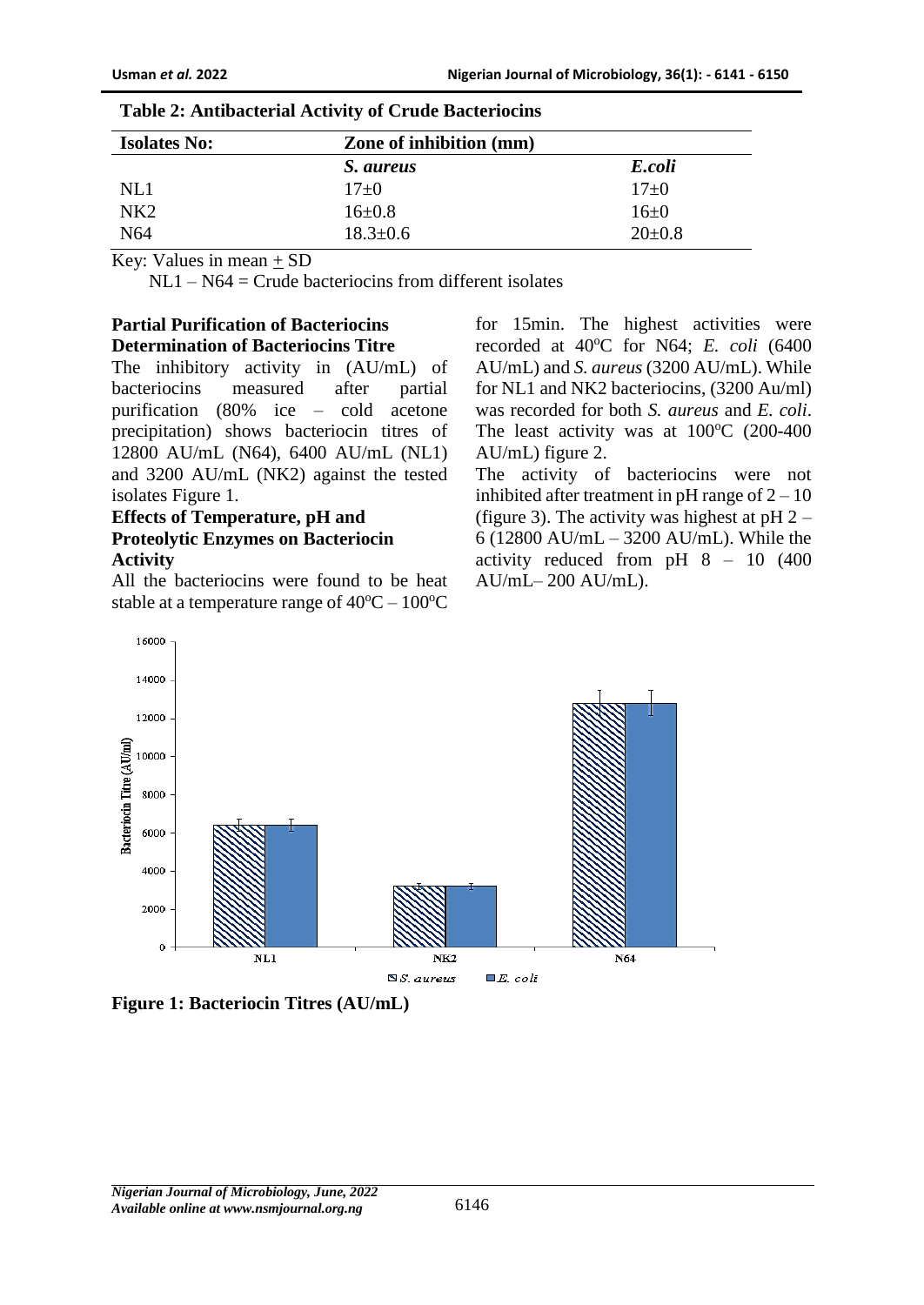**Table 2: Antibacterial Activity of Crude Bacteriocins**

| Isolates No: | Zone of inhibition (mm) | |
|---|---|---|
| | *S. aureus* | *E.coli* |
| NL1 | 17±0 | 17±0 |
| NK2 | 16±0.8 | 16±0 |
| N64 | 18.3±0.6 | 20±0.8 |

Key: Values in mean ± SD

NL1 – N64 = Crude bacteriocins from different isolates

## Partial Purification of Bacteriocins

### Determination of Bacteriocins Titre

The inhibitory activity in (AU/mL) of bacteriocins measured after partial purification (80% ice – cold acetone precipitation) shows bacteriocin titres of 12800 AU/mL (N64), 6400 AU/mL (NL1) and 3200 AU/mL (NK2) against the tested isolates Figure 1.

### Effects of Temperature, pH and Proteolytic Enzymes on Bacteriocin Activity

All the bacteriocins were found to be heat stable at a temperature range of 40$^o$C – 100$^o$C for 15min. The highest activities were recorded at 40$^o$C for N64; *E. coli* (6400 AU/mL) and *S. aureus* (3200 AU/mL). While for NL1 and NK2 bacteriocins, (3200 Au/ml) was recorded for both *S. aureus* and *E. coli*. The least activity was at 100$^o$C (200-400 AU/mL) figure 2.

The activity of bacteriocins were not inhibited after treatment in pH range of 2 – 10 (figure 3). The activity was highest at pH 2 – 6 (12800 AU/mL – 3200 AU/mL). While the activity reduced from pH 8 – 10 (400 AU/mL– 200 AU/mL).

**Figure 1: Bacteriocin Titres (AU/mL)**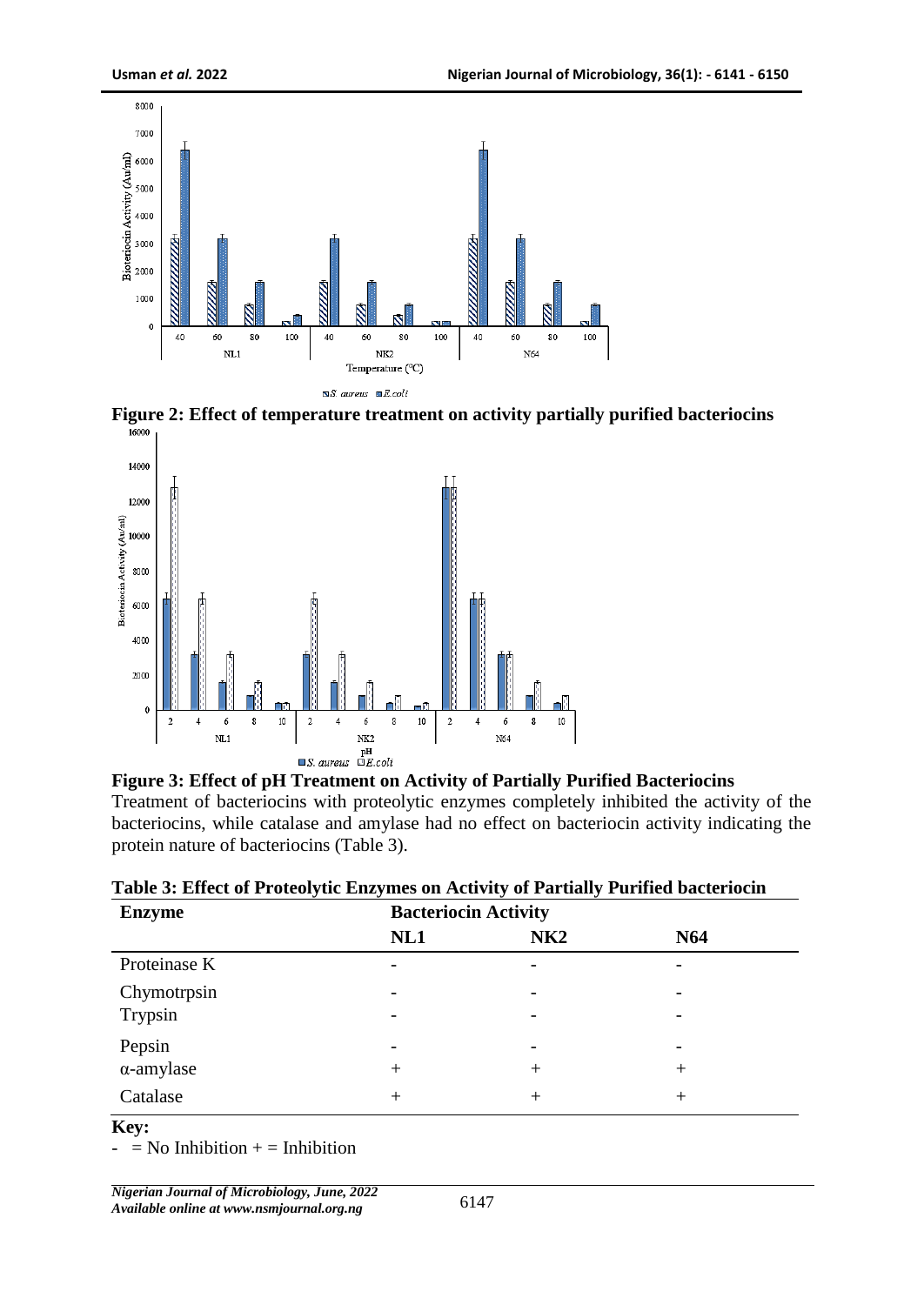**Figure 2: Effect of temperature treatment on activity partially purified bacteriocins**

**Figure 3: Effect of pH Treatment on Activity of Partially Purified Bacteriocins**

Treatment of bacteriocins with proteolytic enzymes completely inhibited the activity of the bacteriocins, while catalase and amylase had no effect on bacteriocin activity indicating the protein nature of bacteriocins (Table 3).

**Table 3: Effect of Proteolytic Enzymes on Activity of Partially Purified bacteriocin**

| Enzyme | Bacteriocin Activity | | |
|---|---|---|---|
| | NL1 | NK2 | N64 |
| Proteinase K | - | - | - |
| Chymotrpsin | - | - | - |
| Trypsin | - | - | - |
| Pepsin | - | - | - |
| α-amylase | + | + | + |
| Catalase | + | + | + |

**Key:**

- = No Inhibition + = Inhibition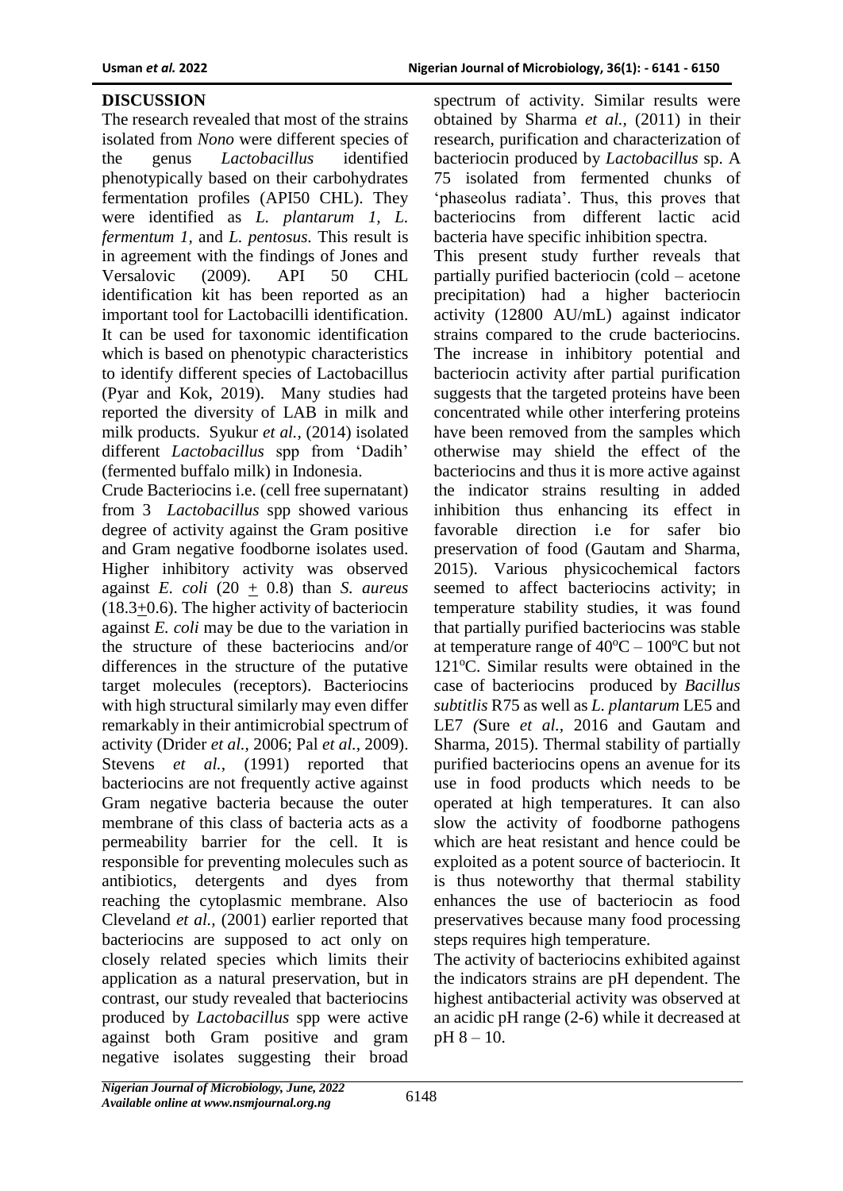## DISCUSSION

The research revealed that most of the strains isolated from *Nono* were different species of the genus *Lactobacillus* identified phenotypically based on their carbohydrates fermentation profiles (API50 CHL). They were identified as *L. plantarum 1*, *L. fermentum 1*, and *L. pentosus*. This result is in agreement with the findings of Jones and Versalovic (2009). API 50 CHL identification kit has been reported as an important tool for Lactobacilli identification. It can be used for taxonomic identification which is based on phenotypic characteristics to identify different species of Lactobacillus (Pyar and Kok, 2019). Many studies had reported the diversity of LAB in milk and milk products. Syukur *et al.,* (2014) isolated different *Lactobacillus* spp from 'Dadih' (fermented buffalo milk) in Indonesia.

Crude Bacteriocins i.e. (cell free supernatant) from 3 *Lactobacillus* spp showed various degree of activity against the Gram positive and Gram negative foodborne isolates used. Higher inhibitory activity was observed against *E. coli* ($20 \pm 0.8$) than *S. aureus* ($18.3 \pm 0.6$). The higher activity of bacteriocin against *E. coli* may be due to the variation in the structure of these bacteriocins and/or differences in the structure of the putative target molecules (receptors). Bacteriocins with high structural similarly may even differ remarkably in their antimicrobial spectrum of activity (Drider *et al.,* 2006; Pal *et al.,* 2009). Stevens *et al.,* (1991) reported that bacteriocins are not frequently active against Gram negative bacteria because the outer membrane of this class of bacteria acts as a permeability barrier for the cell. It is responsible for preventing molecules such as antibiotics, detergents and dyes from reaching the cytoplasmic membrane. Also Cleveland *et al.,* (2001) earlier reported that bacteriocins are supposed to act only on closely related species which limits their application as a natural preservation, but in contrast, our study revealed that bacteriocins produced by *Lactobacillus* spp were active against both Gram positive and gram negative isolates suggesting their broad spectrum of activity. Similar results were obtained by Sharma *et al.,* (2011) in their research, purification and characterization of bacteriocin produced by *Lactobacillus* sp. A 75 isolated from fermented chunks of 'phaseolus radiata'. Thus, this proves that bacteriocins from different lactic acid bacteria have specific inhibition spectra.

This present study further reveals that partially purified bacteriocin (cold – acetone precipitation) had a higher bacteriocin activity (12800 AU/mL) against indicator strains compared to the crude bacteriocins. The increase in inhibitory potential and bacteriocin activity after partial purification suggests that the targeted proteins have been concentrated while other interfering proteins have been removed from the samples which otherwise may shield the effect of the bacteriocins and thus it is more active against the indicator strains resulting in added inhibition thus enhancing its effect in favorable direction i.e for safer bio preservation of food (Gautam and Sharma, 2015). Various physicochemical factors seemed to affect bacteriocins activity; in temperature stability studies, it was found that partially purified bacteriocins was stable at temperature range of $40^{o}C – 100^{o}C$ but not $121^{o}C$. Similar results were obtained in the case of bacteriocins produced by *Bacillus subtitlis* R75 as well as *L. plantarum* LE5 and LE7 (Sure *et al.,* 2016 and Gautam and Sharma, 2015). Thermal stability of partially purified bacteriocins opens an avenue for its use in food products which needs to be operated at high temperatures. It can also slow the activity of foodborne pathogens which are heat resistant and hence could be exploited as a potent source of bacteriocin. It is thus noteworthy that thermal stability enhances the use of bacteriocin as food preservatives because many food processing steps requires high temperature.

The activity of bacteriocins exhibited against the indicators strains are pH dependent. The highest antibacterial activity was observed at an acidic pH range (2-6) while it decreased at pH 8 – 10.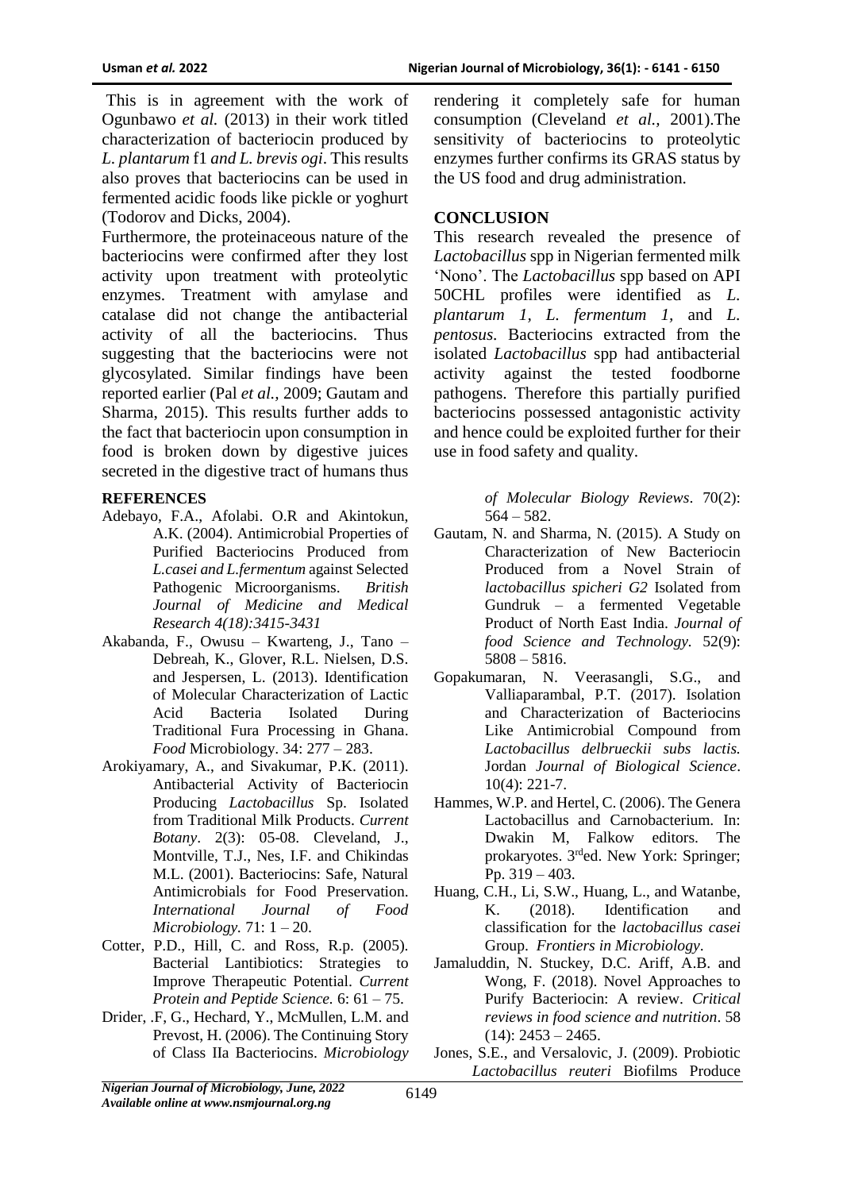This is in agreement with the work of Ogunbawo *et al.* (2013) in their work titled characterization of bacteriocin produced by *L. plantarum* f1 *and L. brevis ogi*. This results also proves that bacteriocins can be used in fermented acidic foods like pickle or yoghurt (Todorov and Dicks, 2004).

Furthermore, the proteinaceous nature of the bacteriocins were confirmed after they lost activity upon treatment with proteolytic enzymes. Treatment with amylase and catalase did not change the antibacterial activity of all the bacteriocins. Thus suggesting that the bacteriocins were not glycosylated. Similar findings have been reported earlier (Pal *et al.,* 2009; Gautam and Sharma, 2015). This results further adds to the fact that bacteriocin upon consumption in food is broken down by digestive juices secreted in the digestive tract of humans thus rendering it completely safe for human consumption (Cleveland *et al.,* 2001).The sensitivity of bacteriocins to proteolytic enzymes further confirms its GRAS status by the US food and drug administration.

## CONCLUSION

This research revealed the presence of *Lactobacillus* spp in Nigerian fermented milk 'Nono'. The *Lactobacillus* spp based on API 50CHL profiles were identified as *L. plantarum 1, L. fermentum 1,* and *L. pentosus*. Bacteriocins extracted from the isolated *Lactobacillus* spp had antibacterial activity against the tested foodborne pathogens. Therefore this partially purified bacteriocins possessed antagonistic activity and hence could be exploited further for their use in food safety and quality.

## REFERENCES

Adebayo, F.A., Afolabi. O.R and Akintokun, A.K. (2004). Antimicrobial Properties of Purified Bacteriocins Produced from *L.casei and L.fermentum* against Selected Pathogenic Microorganisms. *British Journal of Medicine and Medical Research 4(18):3415-3431*

Akabanda, F., Owusu – Kwarteng, J., Tano – Debreah, K., Glover, R.L. Nielsen, D.S. and Jespersen, L. (2013). Identification of Molecular Characterization of Lactic Acid Bacteria Isolated During Traditional Fura Processing in Ghana. *Food* Microbiology. 34: 277 – 283.

Arokiyamary, A., and Sivakumar, P.K. (2011). Antibacterial Activity of Bacteriocin Producing *Lactobacillus* Sp. Isolated from Traditional Milk Products. *Current Botany*. 2(3): 05-08. Cleveland, J., Montville, T.J., Nes, I.F. and Chikindas M.L. (2001). Bacteriocins: Safe, Natural Antimicrobials for Food Preservation. *International Journal of Food Microbiology.* 71: 1 – 20.

Cotter, P.D., Hill, C. and Ross, R.p. (2005). Bacterial Lantibiotics: Strategies to Improve Therapeutic Potential. *Current Protein and Peptide Science.* 6: 61 – 75.

Drider, .F, G., Hechard, Y., McMullen, L.M. and Prevost, H. (2006). The Continuing Story of Class IIa Bacteriocins. *Microbiology of Molecular Biology Reviews*. 70(2): 564 – 582.

Gautam, N. and Sharma, N. (2015). A Study on Characterization of New Bacteriocin Produced from a Novel Strain of *lactobacillus spicheri G2* Isolated from Gundruk – a fermented Vegetable Product of North East India. *Journal of food Science and Technology.* 52(9): 5808 – 5816.

Gopakumaran, N. Veerasangli, S.G., and Valliaparambal, P.T. (2017). Isolation and Characterization of Bacteriocins Like Antimicrobial Compound from *Lactobacillus delbrueckii subs lactis.* Jordan *Journal of Biological Science*. 10(4): 221-7.

Hammes, W.P. and Hertel, C. (2006). The Genera Lactobacillus and Carnobacterium. In: Dwakin M, Falkow editors. The prokaryotes. 3rded. New York: Springer; Pp. 319 – 403.

Huang, C.H., Li, S.W., Huang, L., and Watanbe, K. (2018). Identification and classification for the *lactobacillus casei* Group. *Frontiers in Microbiology*.

Jamaluddin, N. Stuckey, D.C. Ariff, A.B. and Wong, F. (2018). Novel Approaches to Purify Bacteriocin: A review. *Critical reviews in food science and nutrition*. 58 (14): 2453 – 2465.

Jones, S.E., and Versalovic, J. (2009). Probiotic *Lactobacillus reuteri* Biofilms Produce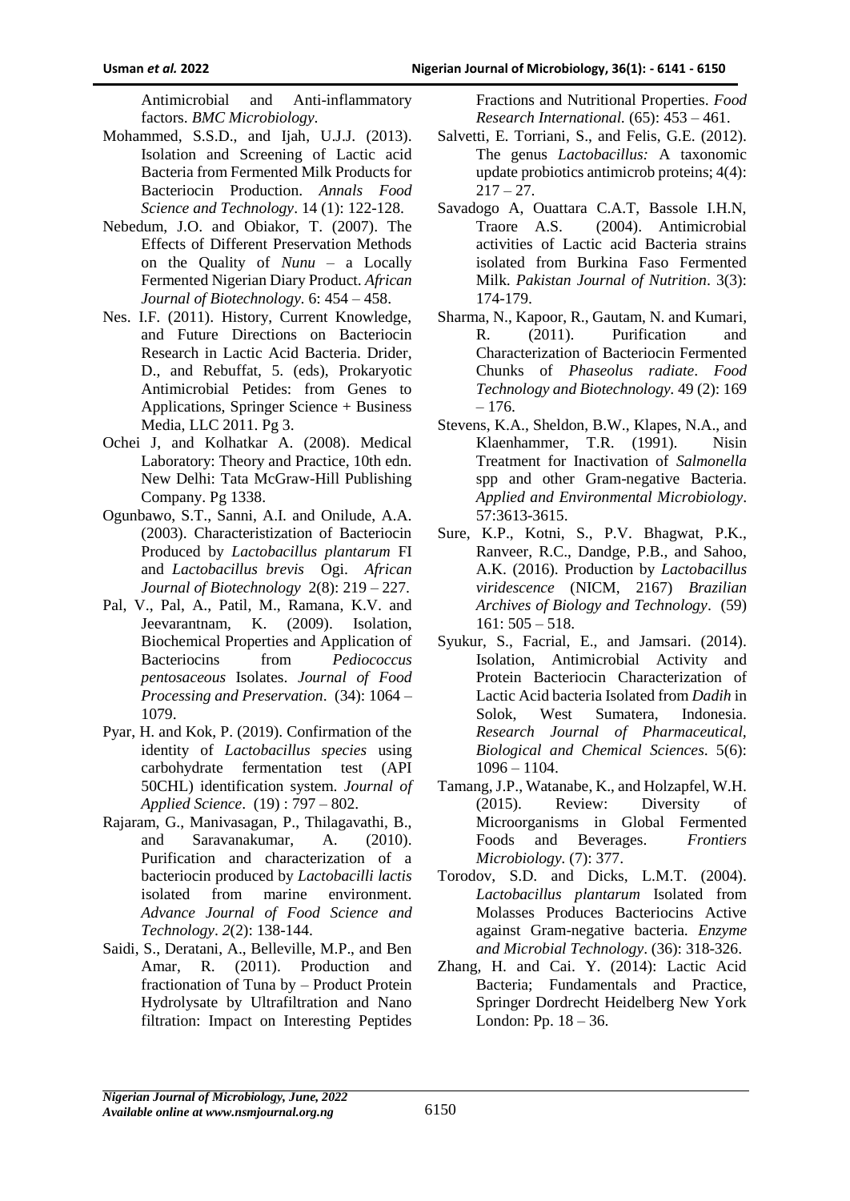Antimicrobial and Anti-inflammatory factors. *BMC Microbiology*.

Mohammed, S.S.D., and Ijah, U.J.J. (2013). Isolation and Screening of Lactic acid Bacteria from Fermented Milk Products for Bacteriocin Production. *Annals Food Science and Technology*. 14 (1): 122-128.

Nebedum, J.O. and Obiakor, T. (2007). The Effects of Different Preservation Methods on the Quality of *Nunu* – a Locally Fermented Nigerian Diary Product. *African Journal of Biotechnology.* 6: 454 – 458.

Nes. I.F. (2011). History, Current Knowledge, and Future Directions on Bacteriocin Research in Lactic Acid Bacteria. Drider, D., and Rebuffat, 5. (eds), Prokaryotic Antimicrobial Petides: from Genes to Applications, Springer Science + Business Media, LLC 2011. Pg 3.

Ochei J, and Kolhatkar A. (2008). Medical Laboratory: Theory and Practice, 10th edn. New Delhi: Tata McGraw-Hill Publishing Company. Pg 1338.

Ogunbawo, S.T., Sanni, A.I. and Onilude, A.A. (2003). Characteristization of Bacteriocin Produced by *Lactobacillus plantarum* FI and *Lactobacillus brevis* Ogi. *African Journal of Biotechnology* 2(8): 219 – 227.

Pal, V., Pal, A., Patil, M., Ramana, K.V. and Jeevarantnam, K. (2009). Isolation, Biochemical Properties and Application of Bacteriocins from *Pediococcus pentosaceous* Isolates. *Journal of Food Processing and Preservation*. (34): 1064 – 1079.

Pyar, H. and Kok, P. (2019). Confirmation of the identity of *Lactobacillus species* using carbohydrate fermentation test (API 50CHL) identification system. *Journal of Applied Science*. (19) : 797 – 802.

Rajaram, G., Manivasagan, P., Thilagavathi, B., and Saravanakumar, A. (2010). Purification and characterization of a bacteriocin produced by *Lactobacilli lactis* isolated from marine environment. *Advance Journal of Food Science and Technology*. *2*(2): 138-144.

Saidi, S., Deratani, A., Belleville, M.P., and Ben Amar, R. (2011). Production and fractionation of Tuna by – Product Protein Hydrolysate by Ultrafiltration and Nano filtration: Impact on Interesting Peptides Fractions and Nutritional Properties. *Food Research International.* (65): 453 – 461.

Salvetti, E. Torriani, S., and Felis, G.E. (2012). The genus *Lactobacillus:* A taxonomic update probiotics antimicrob proteins; 4(4): 217 – 27.

Savadogo A, Ouattara C.A.T, Bassole I.H.N, Traore A.S. (2004). Antimicrobial activities of Lactic acid Bacteria strains isolated from Burkina Faso Fermented Milk. *Pakistan Journal of Nutrition*. 3(3): 174-179.

Sharma, N., Kapoor, R., Gautam, N. and Kumari, R. (2011). Purification and Characterization of Bacteriocin Fermented Chunks of *Phaseolus radiate*. *Food Technology and Biotechnology.* 49 (2): 169 – 176.

Stevens, K.A., Sheldon, B.W., Klapes, N.A., and Klaenhammer, T.R. (1991). Nisin Treatment for Inactivation of *Salmonella* spp and other Gram-negative Bacteria. *Applied and Environmental Microbiology*. 57:3613-3615.

Sure, K.P., Kotni, S., P.V. Bhagwat, P.K., Ranveer, R.C., Dandge, P.B., and Sahoo, A.K. (2016). Production by *Lactobacillus viridescence* (NICM, 2167) *Brazilian Archives of Biology and Technology*. (59) 161: 505 – 518.

Syukur, S., Facrial, E., and Jamsari. (2014). Isolation, Antimicrobial Activity and Protein Bacteriocin Characterization of Lactic Acid bacteria Isolated from *Dadih* in Solok, West Sumatera, Indonesia. *Research Journal of Pharmaceutical, Biological and Chemical Sciences*. 5(6): 1096 – 1104.

Tamang, J.P., Watanabe, K., and Holzapfel, W.H. (2015). Review: Diversity of Microorganisms in Global Fermented Foods and Beverages. *Frontiers Microbiology.* (7): 377.

Torodov, S.D. and Dicks, L.M.T. (2004). *Lactobacillus plantarum* Isolated from Molasses Produces Bacteriocins Active against Gram-negative bacteria. *Enzyme and Microbial Technology*. (36): 318-326.

Zhang, H. and Cai. Y. (2014): Lactic Acid Bacteria; Fundamentals and Practice, Springer Dordrecht Heidelberg New York London: Pp. 18 – 36.